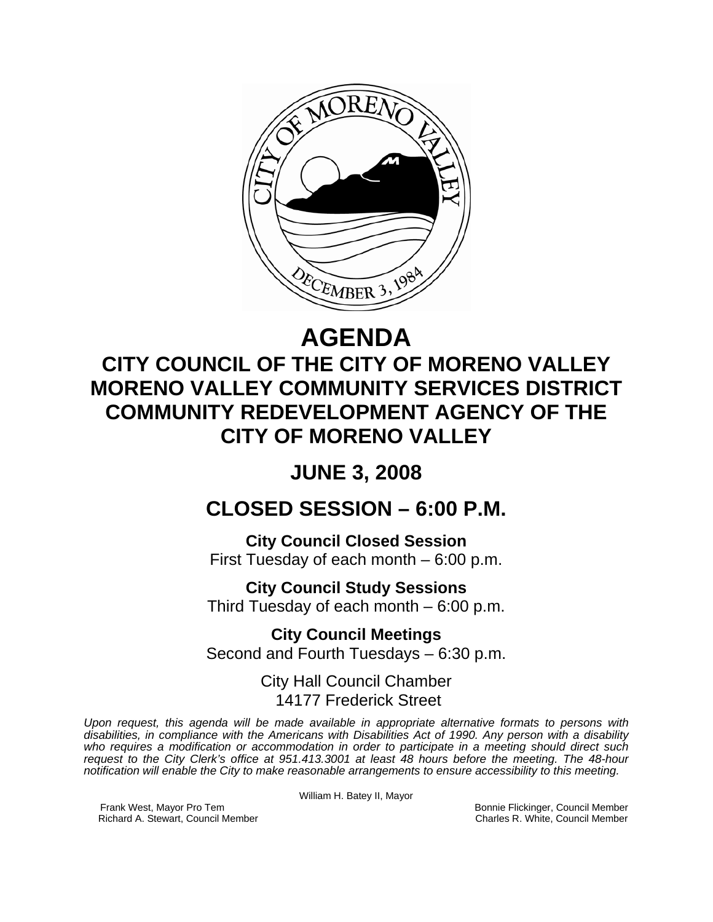# AGENDA

## CITY COUNCIL OF THE CITY OF MORENO VALLEY
## MORENO VALLEY COMMUNITY SERVICES DISTRICT
## COMMUNITY REDEVELOPMENT AGENCY OF THE CITY OF MORENO VALLEY

## JUNE 3, 2008

## CLOSED SESSION – 6:00 P.M.

**City Council Closed Session**
First Tuesday of each month – 6:00 p.m.

**City Council Study Sessions**
Third Tuesday of each month – 6:00 p.m.

**City Council Meetings**
Second and Fourth Tuesdays – 6:30 p.m.

City Hall Council Chamber
14177 Frederick Street

*Upon request, this agenda will be made available in appropriate alternative formats to persons with disabilities, in compliance with the Americans with Disabilities Act of 1990. Any person with a disability who requires a modification or accommodation in order to participate in a meeting should direct such request to the City Clerk's office at 951.413.3001 at least 48 hours before the meeting. The 48-hour notification will enable the City to make reasonable arrangements to ensure accessibility to this meeting.*

William H. Batey II, Mayor

Frank West, Mayor Pro Tem
Richard A. Stewart, Council Member
Bonnie Flickinger, Council Member
Charles R. White, Council Member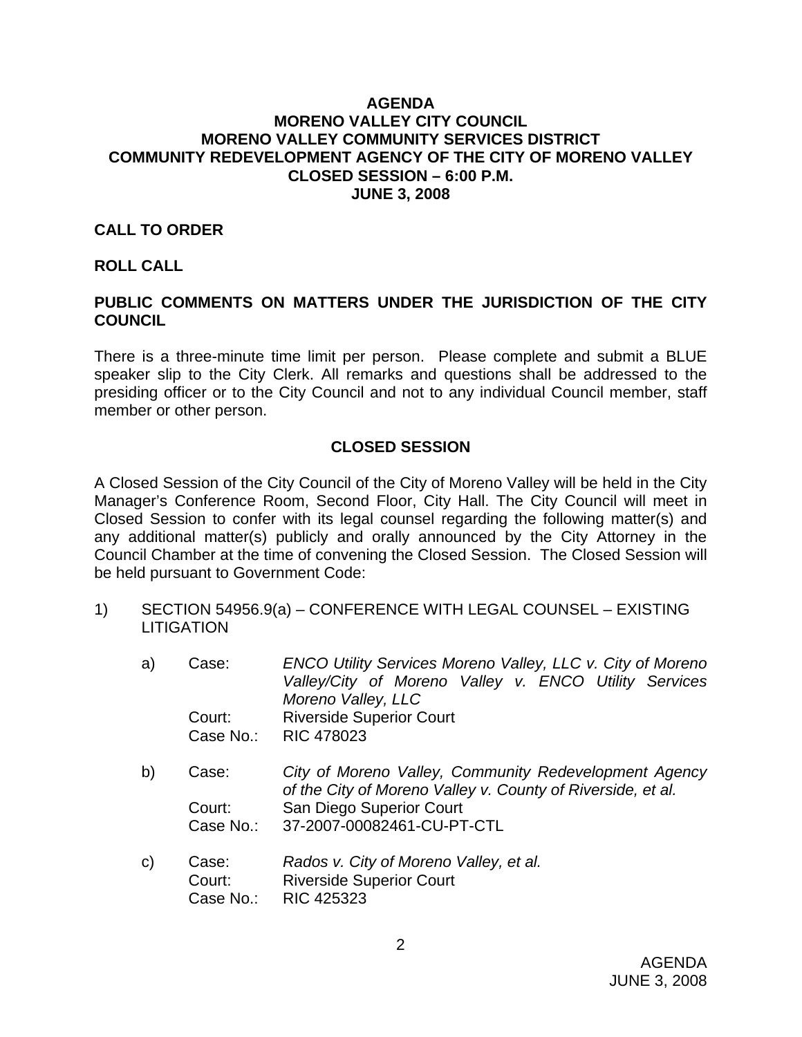**AGENDA**
**MORENO VALLEY CITY COUNCIL**
**MORENO VALLEY COMMUNITY SERVICES DISTRICT**
**COMMUNITY REDEVELOPMENT AGENCY OF THE CITY OF MORENO VALLEY**
**CLOSED SESSION – 6:00 P.M.**
**JUNE 3, 2008**

**CALL TO ORDER**

**ROLL CALL**

**PUBLIC COMMENTS ON MATTERS UNDER THE JURISDICTION OF THE CITY COUNCIL**

There is a three-minute time limit per person. Please complete and submit a BLUE speaker slip to the City Clerk. All remarks and questions shall be addressed to the presiding officer or to the City Council and not to any individual Council member, staff member or other person.

**CLOSED SESSION**

A Closed Session of the City Council of the City of Moreno Valley will be held in the City Manager's Conference Room, Second Floor, City Hall. The City Council will meet in Closed Session to confer with its legal counsel regarding the following matter(s) and any additional matter(s) publicly and orally announced by the City Attorney in the Council Chamber at the time of convening the Closed Session. The Closed Session will be held pursuant to Government Code:

1) SECTION 54956.9(a) – CONFERENCE WITH LEGAL COUNSEL – EXISTING LITIGATION

   a) Case: *ENCO Utility Services Moreno Valley, LLC v. City of Moreno Valley/City of Moreno Valley v. ENCO Utility Services Moreno Valley, LLC*
      Court: Riverside Superior Court
      Case No.: RIC 478023

   b) Case: *City of Moreno Valley, Community Redevelopment Agency of the City of Moreno Valley v. County of Riverside, et al.*
      Court: San Diego Superior Court
      Case No.: 37-2007-00082461-CU-PT-CTL

   c) Case: *Rados v. City of Moreno Valley, et al.*
      Court: Riverside Superior Court
      Case No.: RIC 425323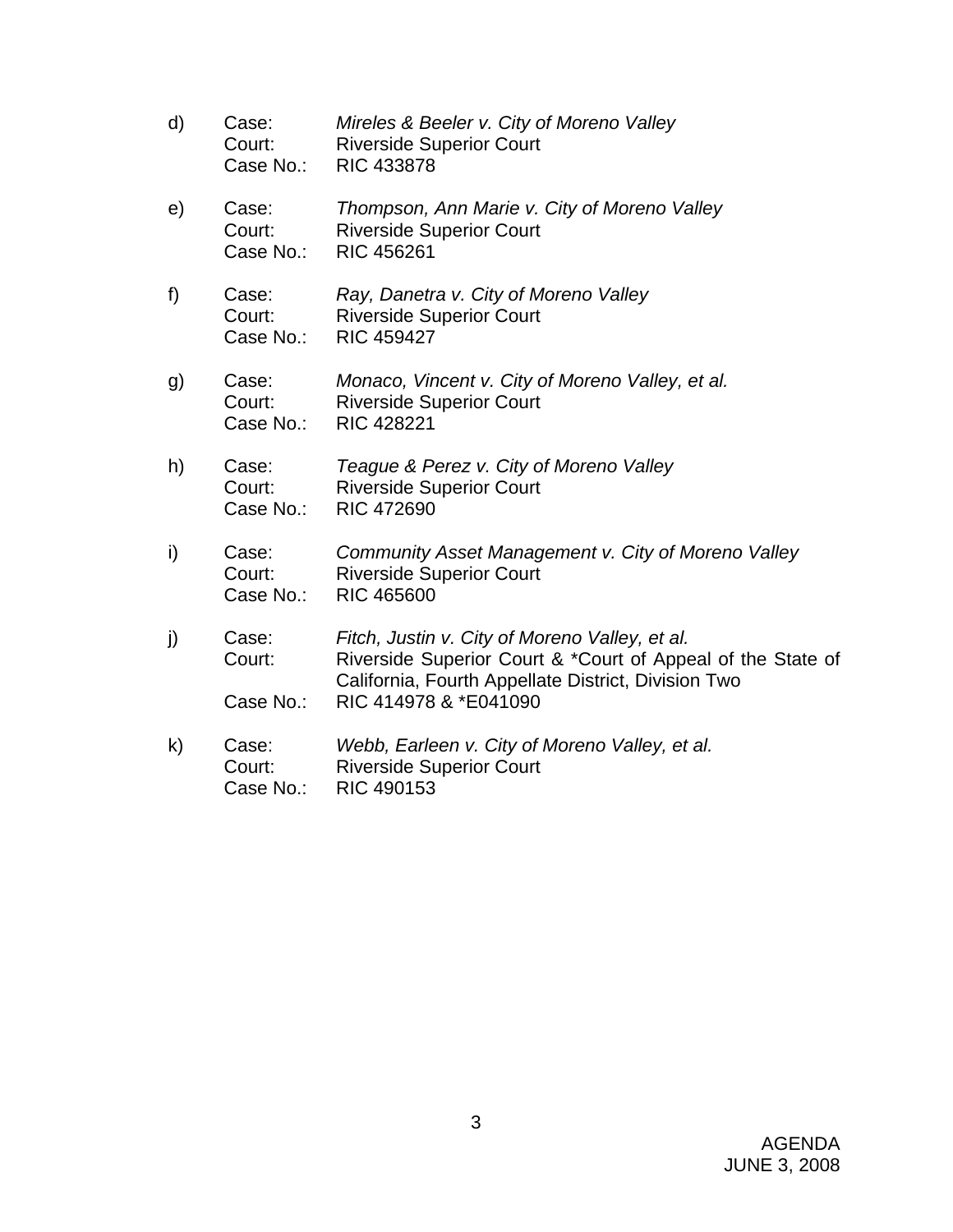d) Case: *Mireles & Beeler v. City of Moreno Valley*
   Court: Riverside Superior Court
   Case No.: RIC 433878

e) Case: *Thompson, Ann Marie v. City of Moreno Valley*
   Court: Riverside Superior Court
   Case No.: RIC 456261

f) Case: *Ray, Danetra v. City of Moreno Valley*
   Court: Riverside Superior Court
   Case No.: RIC 459427

g) Case: *Monaco, Vincent v. City of Moreno Valley, et al.*
   Court: Riverside Superior Court
   Case No.: RIC 428221

h) Case: *Teague & Perez v. City of Moreno Valley*
   Court: Riverside Superior Court
   Case No.: RIC 472690

i) Case: *Community Asset Management v. City of Moreno Valley*
   Court: Riverside Superior Court
   Case No.: RIC 465600

j) Case: *Fitch, Justin v. City of Moreno Valley, et al.*
   Court: Riverside Superior Court & *Court of Appeal of the State of California, Fourth Appellate District, Division Two
   Case No.: RIC 414978 & *E041090

k) Case: *Webb, Earleen v. City of Moreno Valley, et al.*
   Court: Riverside Superior Court
   Case No.: RIC 490153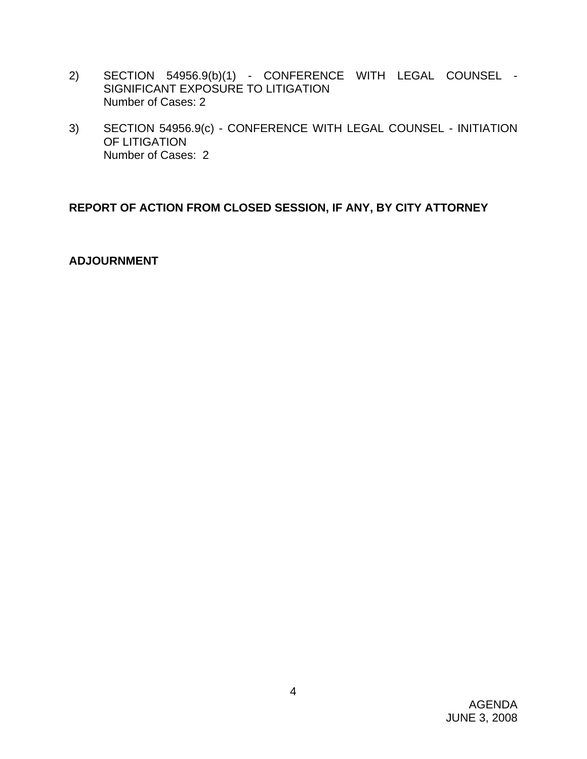2) SECTION 54956.9(b)(1) - CONFERENCE WITH LEGAL COUNSEL - SIGNIFICANT EXPOSURE TO LITIGATION
   Number of Cases: 2

3) SECTION 54956.9(c) - CONFERENCE WITH LEGAL COUNSEL - INITIATION OF LITIGATION
   Number of Cases: 2

**REPORT OF ACTION FROM CLOSED SESSION, IF ANY, BY CITY ATTORNEY**

**ADJOURNMENT**